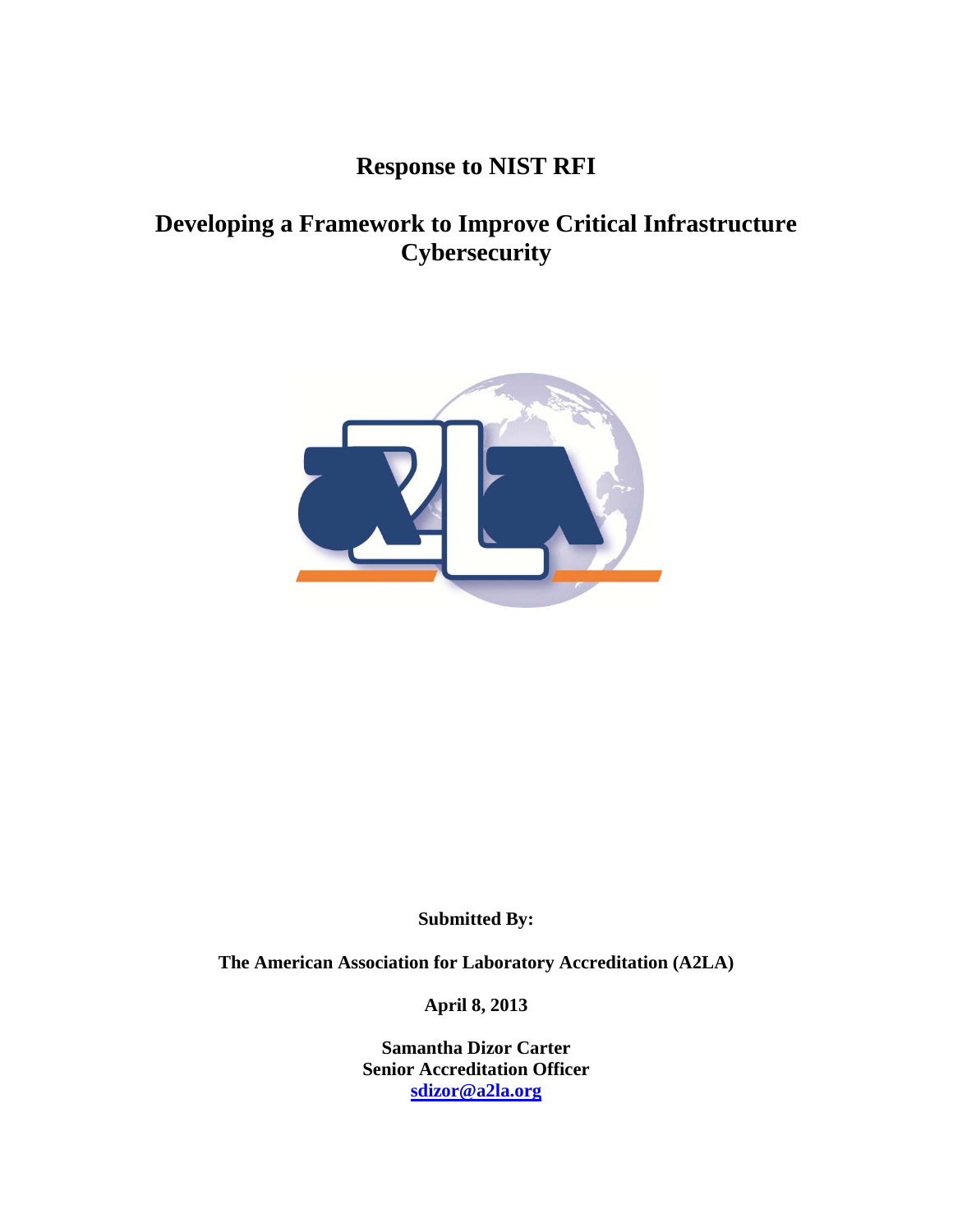# Response to NIST RFI

## Developing a Framework to Improve Critical Infrastructure Cybersecurity

**Submitted By:**

**The American Association for Laboratory Accreditation (A2LA)**

**April 8, 2013**

**Samantha Dizor Carter**
**Senior Accreditation Officer**
**sdizor@a2la.org**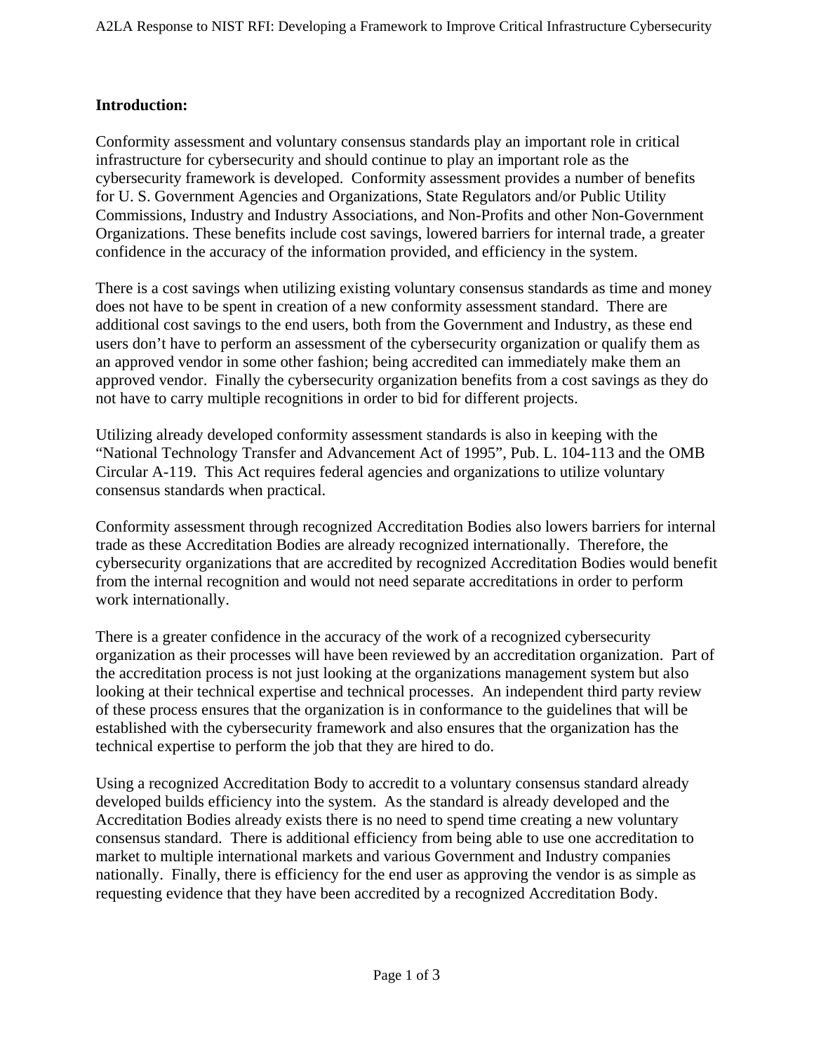**Introduction:**

Conformity assessment and voluntary consensus standards play an important role in critical infrastructure for cybersecurity and should continue to play an important role as the cybersecurity framework is developed. Conformity assessment provides a number of benefits for U. S. Government Agencies and Organizations, State Regulators and/or Public Utility Commissions, Industry and Industry Associations, and Non-Profits and other Non-Government Organizations. These benefits include cost savings, lowered barriers for internal trade, a greater confidence in the accuracy of the information provided, and efficiency in the system.

There is a cost savings when utilizing existing voluntary consensus standards as time and money does not have to be spent in creation of a new conformity assessment standard. There are additional cost savings to the end users, both from the Government and Industry, as these end users don't have to perform an assessment of the cybersecurity organization or qualify them as an approved vendor in some other fashion; being accredited can immediately make them an approved vendor. Finally the cybersecurity organization benefits from a cost savings as they do not have to carry multiple recognitions in order to bid for different projects.

Utilizing already developed conformity assessment standards is also in keeping with the "National Technology Transfer and Advancement Act of 1995", Pub. L. 104-113 and the OMB Circular A-119. This Act requires federal agencies and organizations to utilize voluntary consensus standards when practical.

Conformity assessment through recognized Accreditation Bodies also lowers barriers for internal trade as these Accreditation Bodies are already recognized internationally. Therefore, the cybersecurity organizations that are accredited by recognized Accreditation Bodies would benefit from the internal recognition and would not need separate accreditations in order to perform work internationally.

There is a greater confidence in the accuracy of the work of a recognized cybersecurity organization as their processes will have been reviewed by an accreditation organization. Part of the accreditation process is not just looking at the organizations management system but also looking at their technical expertise and technical processes. An independent third party review of these process ensures that the organization is in conformance to the guidelines that will be established with the cybersecurity framework and also ensures that the organization has the technical expertise to perform the job that they are hired to do.

Using a recognized Accreditation Body to accredit to a voluntary consensus standard already developed builds efficiency into the system. As the standard is already developed and the Accreditation Bodies already exists there is no need to spend time creating a new voluntary consensus standard. There is additional efficiency from being able to use one accreditation to market to multiple international markets and various Government and Industry companies nationally. Finally, there is efficiency for the end user as approving the vendor is as simple as requesting evidence that they have been accredited by a recognized Accreditation Body.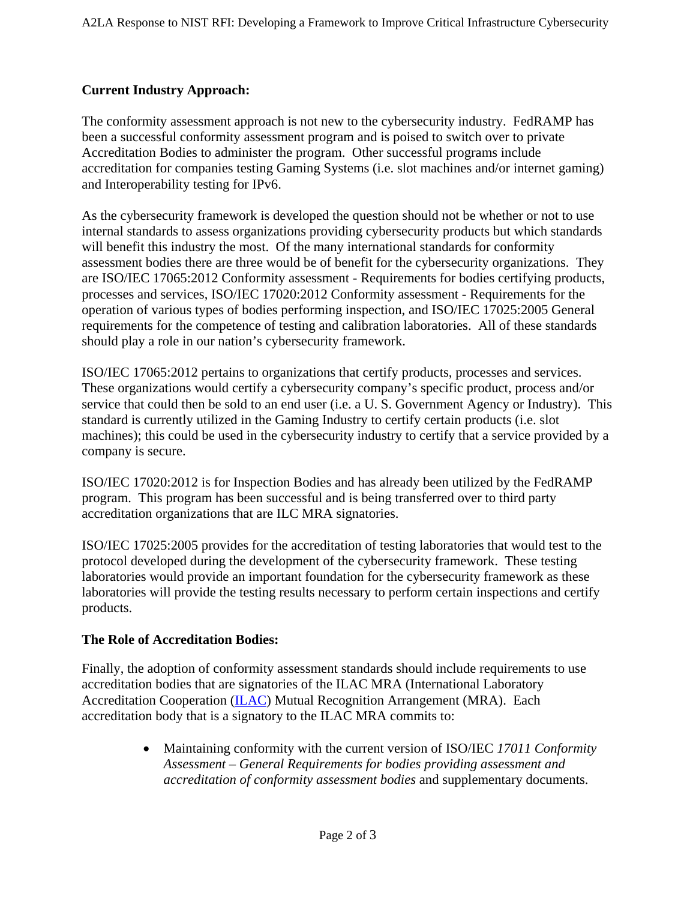**Current Industry Approach:**

The conformity assessment approach is not new to the cybersecurity industry. FedRAMP has been a successful conformity assessment program and is poised to switch over to private Accreditation Bodies to administer the program. Other successful programs include accreditation for companies testing Gaming Systems (i.e. slot machines and/or internet gaming) and Interoperability testing for IPv6.

As the cybersecurity framework is developed the question should not be whether or not to use internal standards to assess organizations providing cybersecurity products but which standards will benefit this industry the most. Of the many international standards for conformity assessment bodies there are three would be of benefit for the cybersecurity organizations. They are ISO/IEC 17065:2012 Conformity assessment - Requirements for bodies certifying products, processes and services, ISO/IEC 17020:2012 Conformity assessment - Requirements for the operation of various types of bodies performing inspection, and ISO/IEC 17025:2005 General requirements for the competence of testing and calibration laboratories. All of these standards should play a role in our nation's cybersecurity framework.

ISO/IEC 17065:2012 pertains to organizations that certify products, processes and services. These organizations would certify a cybersecurity company's specific product, process and/or service that could then be sold to an end user (i.e. a U. S. Government Agency or Industry). This standard is currently utilized in the Gaming Industry to certify certain products (i.e. slot machines); this could be used in the cybersecurity industry to certify that a service provided by a company is secure.

ISO/IEC 17020:2012 is for Inspection Bodies and has already been utilized by the FedRAMP program. This program has been successful and is being transferred over to third party accreditation organizations that are ILC MRA signatories.

ISO/IEC 17025:2005 provides for the accreditation of testing laboratories that would test to the protocol developed during the development of the cybersecurity framework. These testing laboratories would provide an important foundation for the cybersecurity framework as these laboratories will provide the testing results necessary to perform certain inspections and certify products.

**The Role of Accreditation Bodies:**

Finally, the adoption of conformity assessment standards should include requirements to use accreditation bodies that are signatories of the ILAC MRA (International Laboratory Accreditation Cooperation (ILAC) Mutual Recognition Arrangement (MRA). Each accreditation body that is a signatory to the ILAC MRA commits to:

- Maintaining conformity with the current version of ISO/IEC *17011 Conformity Assessment – General Requirements for bodies providing assessment and accreditation of conformity assessment bodies* and supplementary documents.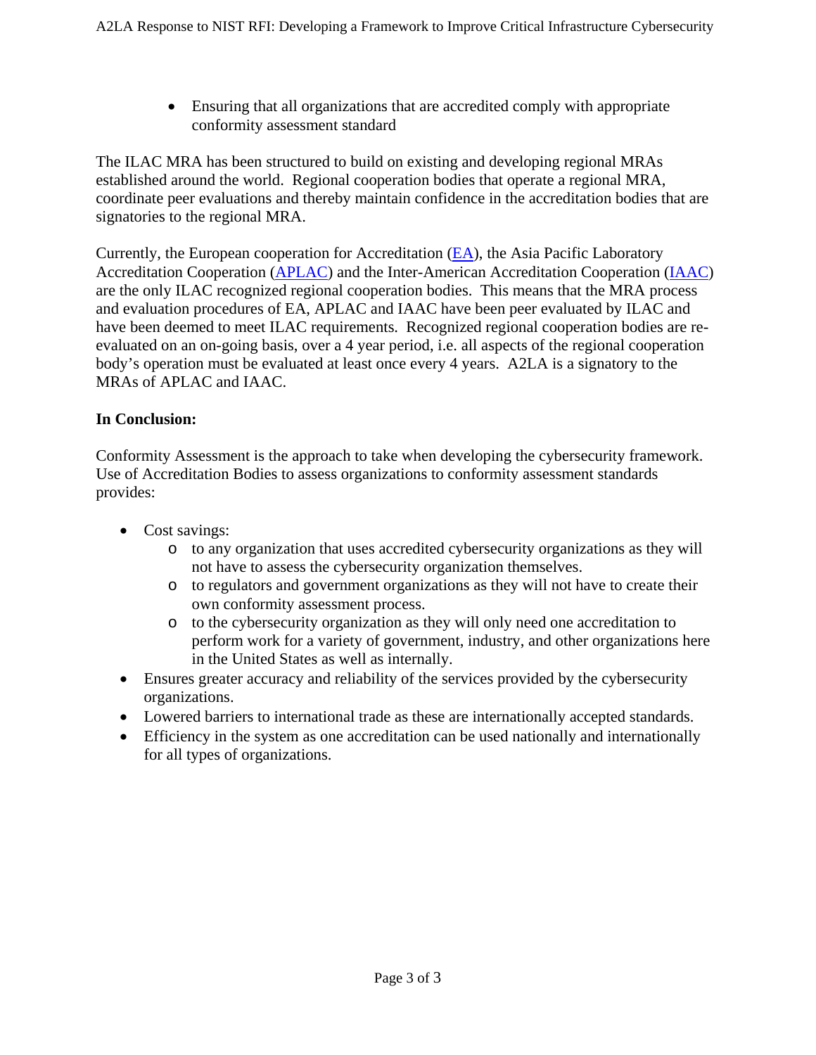- Ensuring that all organizations that are accredited comply with appropriate conformity assessment standard

The ILAC MRA has been structured to build on existing and developing regional MRAs established around the world. Regional cooperation bodies that operate a regional MRA, coordinate peer evaluations and thereby maintain confidence in the accreditation bodies that are signatories to the regional MRA.

Currently, the European cooperation for Accreditation (EA), the Asia Pacific Laboratory Accreditation Cooperation (APLAC) and the Inter-American Accreditation Cooperation (IAAC) are the only ILAC recognized regional cooperation bodies. This means that the MRA process and evaluation procedures of EA, APLAC and IAAC have been peer evaluated by ILAC and have been deemed to meet ILAC requirements. Recognized regional cooperation bodies are re-evaluated on an on-going basis, over a 4 year period, i.e. all aspects of the regional cooperation body's operation must be evaluated at least once every 4 years. A2LA is a signatory to the MRAs of APLAC and IAAC.

**In Conclusion:**

Conformity Assessment is the approach to take when developing the cybersecurity framework. Use of Accreditation Bodies to assess organizations to conformity assessment standards provides:

- Cost savings:
  - to any organization that uses accredited cybersecurity organizations as they will not have to assess the cybersecurity organization themselves.
  - to regulators and government organizations as they will not have to create their own conformity assessment process.
  - to the cybersecurity organization as they will only need one accreditation to perform work for a variety of government, industry, and other organizations here in the United States as well as internally.
- Ensures greater accuracy and reliability of the services provided by the cybersecurity organizations.
- Lowered barriers to international trade as these are internationally accepted standards.
- Efficiency in the system as one accreditation can be used nationally and internationally for all types of organizations.